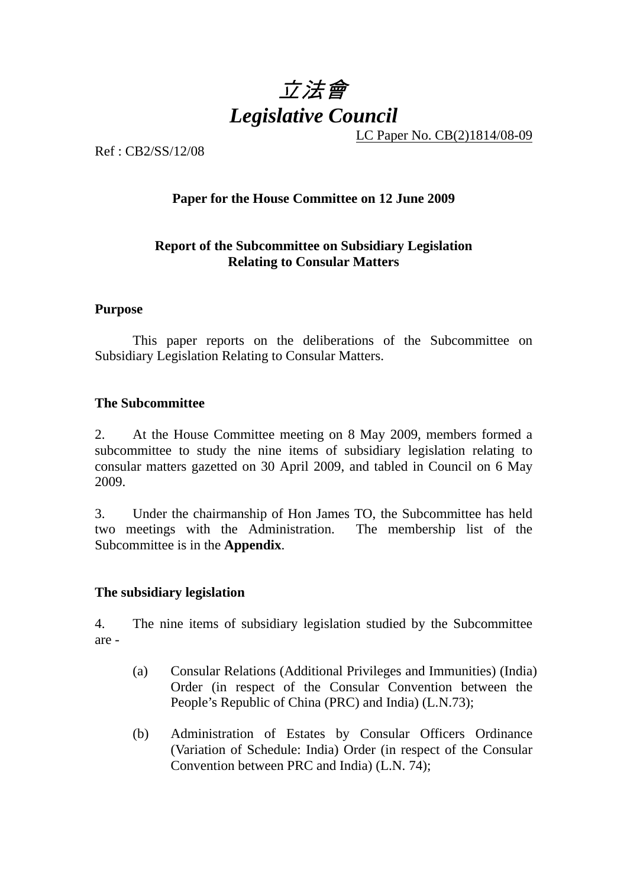# *立法會*
# *Legislative Council*

LC Paper No. CB(2)1814/08-09

Ref : CB2/SS/12/08

**Paper for the House Committee on 12 June 2009**

**Report of the Subcommittee on Subsidiary Legislation Relating to Consular Matters**

## Purpose

This paper reports on the deliberations of the Subcommittee on Subsidiary Legislation Relating to Consular Matters.

## The Subcommittee

2. At the House Committee meeting on 8 May 2009, members formed a subcommittee to study the nine items of subsidiary legislation relating to consular matters gazetted on 30 April 2009, and tabled in Council on 6 May 2009.

3. Under the chairmanship of Hon James TO, the Subcommittee has held two meetings with the Administration. The membership list of the Subcommittee is in the **Appendix**.

## The subsidiary legislation

4. The nine items of subsidiary legislation studied by the Subcommittee are -

(a) Consular Relations (Additional Privileges and Immunities) (India) Order (in respect of the Consular Convention between the People's Republic of China (PRC) and India) (L.N.73);

(b) Administration of Estates by Consular Officers Ordinance (Variation of Schedule: India) Order (in respect of the Consular Convention between PRC and India) (L.N. 74);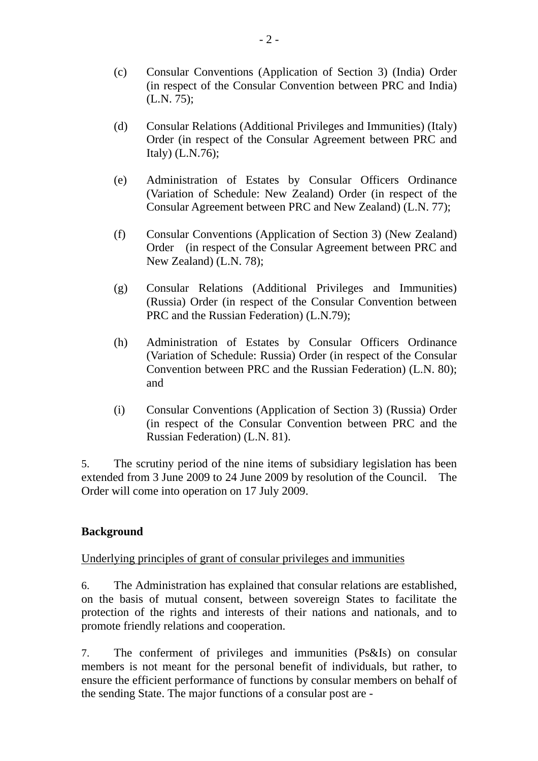(c) Consular Conventions (Application of Section 3) (India) Order (in respect of the Consular Convention between PRC and India) (L.N. 75);

(d) Consular Relations (Additional Privileges and Immunities) (Italy) Order (in respect of the Consular Agreement between PRC and Italy) (L.N.76);

(e) Administration of Estates by Consular Officers Ordinance (Variation of Schedule: New Zealand) Order (in respect of the Consular Agreement between PRC and New Zealand) (L.N. 77);

(f) Consular Conventions (Application of Section 3) (New Zealand) Order (in respect of the Consular Agreement between PRC and New Zealand) (L.N. 78);

(g) Consular Relations (Additional Privileges and Immunities) (Russia) Order (in respect of the Consular Convention between PRC and the Russian Federation) (L.N.79);

(h) Administration of Estates by Consular Officers Ordinance (Variation of Schedule: Russia) Order (in respect of the Consular Convention between PRC and the Russian Federation) (L.N. 80); and

(i) Consular Conventions (Application of Section 3) (Russia) Order (in respect of the Consular Convention between PRC and the Russian Federation) (L.N. 81).

5. The scrutiny period of the nine items of subsidiary legislation has been extended from 3 June 2009 to 24 June 2009 by resolution of the Council. The Order will come into operation on 17 July 2009.

**Background**

Underlying principles of grant of consular privileges and immunities

6. The Administration has explained that consular relations are established, on the basis of mutual consent, between sovereign States to facilitate the protection of the rights and interests of their nations and nationals, and to promote friendly relations and cooperation.

7. The conferment of privileges and immunities (Ps&Is) on consular members is not meant for the personal benefit of individuals, but rather, to ensure the efficient performance of functions by consular members on behalf of the sending State. The major functions of a consular post are -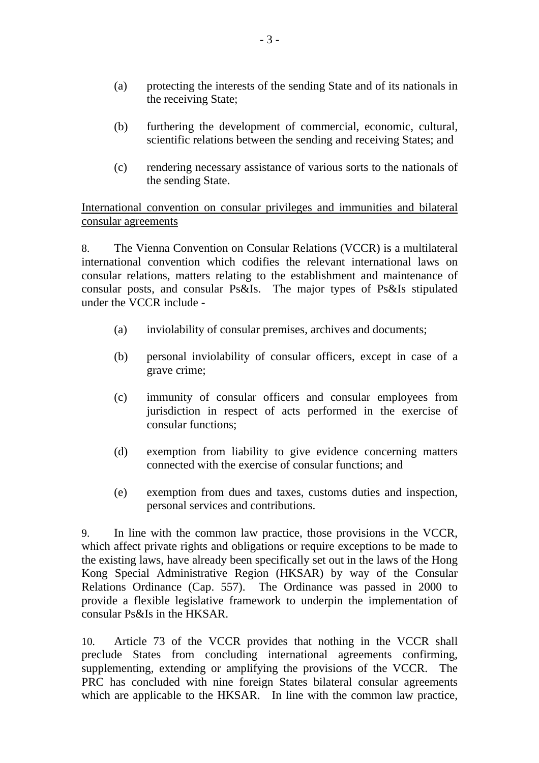(a) protecting the interests of the sending State and of its nationals in the receiving State;

(b) furthering the development of commercial, economic, cultural, scientific relations between the sending and receiving States; and

(c) rendering necessary assistance of various sorts to the nationals of the sending State.

<u>International convention on consular privileges and immunities and bilateral consular agreements</u>

8. The Vienna Convention on Consular Relations (VCCR) is a multilateral international convention which codifies the relevant international laws on consular relations, matters relating to the establishment and maintenance of consular posts, and consular Ps&Is. The major types of Ps&Is stipulated under the VCCR include -

(a) inviolability of consular premises, archives and documents;

(b) personal inviolability of consular officers, except in case of a grave crime;

(c) immunity of consular officers and consular employees from jurisdiction in respect of acts performed in the exercise of consular functions;

(d) exemption from liability to give evidence concerning matters connected with the exercise of consular functions; and

(e) exemption from dues and taxes, customs duties and inspection, personal services and contributions.

9. In line with the common law practice, those provisions in the VCCR, which affect private rights and obligations or require exceptions to be made to the existing laws, have already been specifically set out in the laws of the Hong Kong Special Administrative Region (HKSAR) by way of the Consular Relations Ordinance (Cap. 557). The Ordinance was passed in 2000 to provide a flexible legislative framework to underpin the implementation of consular Ps&Is in the HKSAR.

10. Article 73 of the VCCR provides that nothing in the VCCR shall preclude States from concluding international agreements confirming, supplementing, extending or amplifying the provisions of the VCCR. The PRC has concluded with nine foreign States bilateral consular agreements which are applicable to the HKSAR. In line with the common law practice,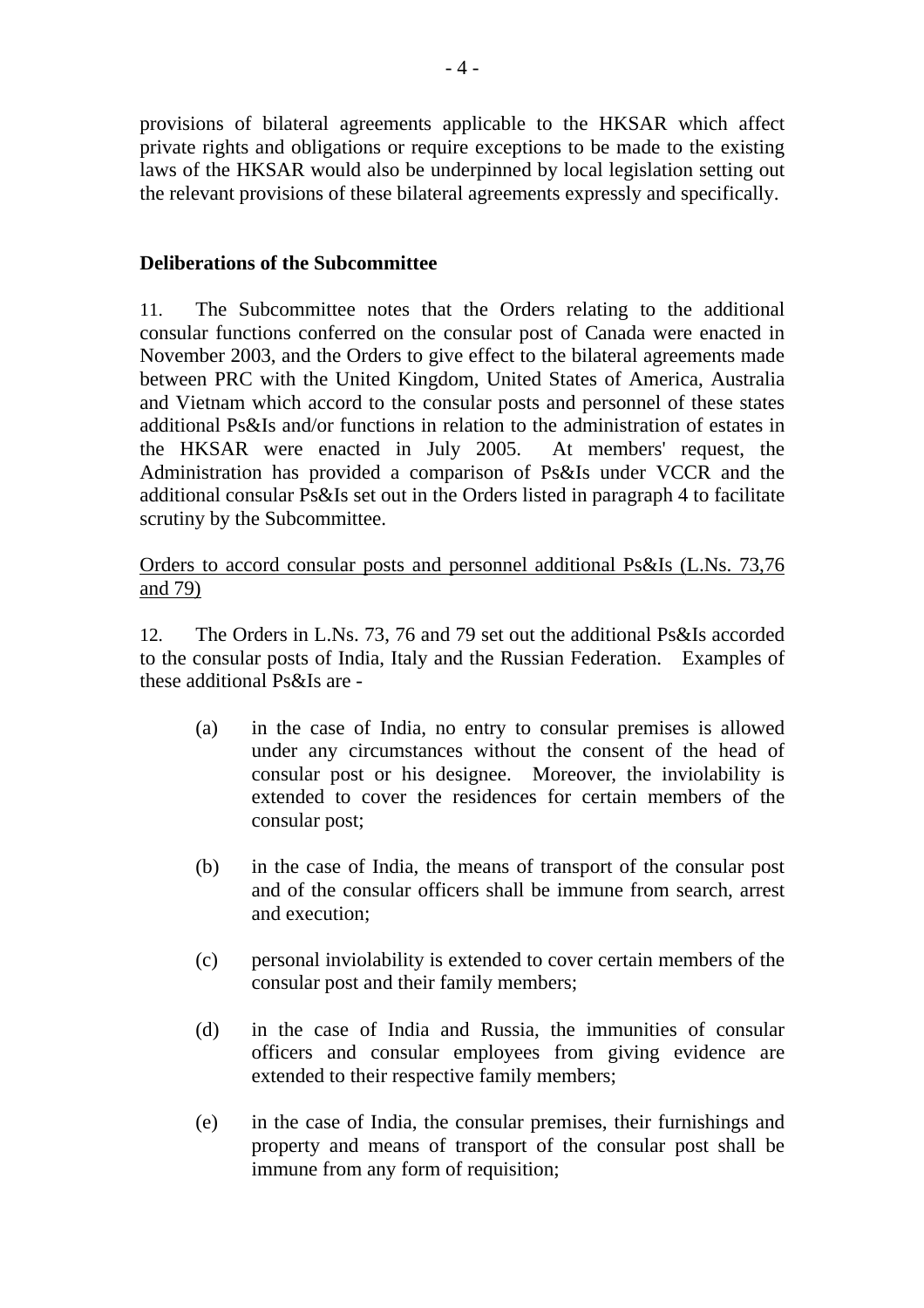provisions of bilateral agreements applicable to the HKSAR which affect private rights and obligations or require exceptions to be made to the existing laws of the HKSAR would also be underpinned by local legislation setting out the relevant provisions of these bilateral agreements expressly and specifically.

**Deliberations of the Subcommittee**

11. The Subcommittee notes that the Orders relating to the additional consular functions conferred on the consular post of Canada were enacted in November 2003, and the Orders to give effect to the bilateral agreements made between PRC with the United Kingdom, United States of America, Australia and Vietnam which accord to the consular posts and personnel of these states additional Ps&Is and/or functions in relation to the administration of estates in the HKSAR were enacted in July 2005. At members' request, the Administration has provided a comparison of Ps&Is under VCCR and the additional consular Ps&Is set out in the Orders listed in paragraph 4 to facilitate scrutiny by the Subcommittee.

<u>Orders to accord consular posts and personnel additional Ps&Is (L.Ns. 73,76 and 79)</u>

12. The Orders in L.Ns. 73, 76 and 79 set out the additional Ps&Is accorded to the consular posts of India, Italy and the Russian Federation. Examples of these additional Ps&Is are -

(a) in the case of India, no entry to consular premises is allowed under any circumstances without the consent of the head of consular post or his designee. Moreover, the inviolability is extended to cover the residences for certain members of the consular post;

(b) in the case of India, the means of transport of the consular post and of the consular officers shall be immune from search, arrest and execution;

(c) personal inviolability is extended to cover certain members of the consular post and their family members;

(d) in the case of India and Russia, the immunities of consular officers and consular employees from giving evidence are extended to their respective family members;

(e) in the case of India, the consular premises, their furnishings and property and means of transport of the consular post shall be immune from any form of requisition;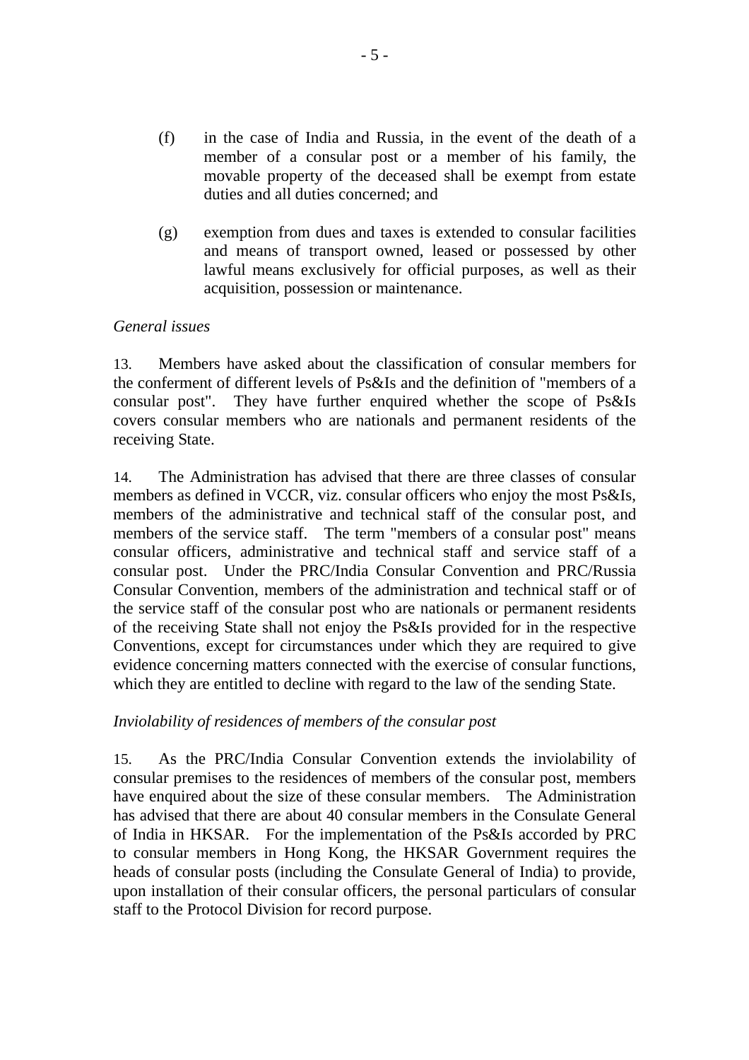(f) in the case of India and Russia, in the event of the death of a member of a consular post or a member of his family, the movable property of the deceased shall be exempt from estate duties and all duties concerned; and

(g) exemption from dues and taxes is extended to consular facilities and means of transport owned, leased or possessed by other lawful means exclusively for official purposes, as well as their acquisition, possession or maintenance.

*General issues*

13. Members have asked about the classification of consular members for the conferment of different levels of Ps&Is and the definition of "members of a consular post". They have further enquired whether the scope of Ps&Is covers consular members who are nationals and permanent residents of the receiving State.

14. The Administration has advised that there are three classes of consular members as defined in VCCR, viz. consular officers who enjoy the most Ps&Is, members of the administrative and technical staff of the consular post, and members of the service staff. The term "members of a consular post" means consular officers, administrative and technical staff and service staff of a consular post. Under the PRC/India Consular Convention and PRC/Russia Consular Convention, members of the administration and technical staff or of the service staff of the consular post who are nationals or permanent residents of the receiving State shall not enjoy the Ps&Is provided for in the respective Conventions, except for circumstances under which they are required to give evidence concerning matters connected with the exercise of consular functions, which they are entitled to decline with regard to the law of the sending State.

*Inviolability of residences of members of the consular post*

15. As the PRC/India Consular Convention extends the inviolability of consular premises to the residences of members of the consular post, members have enquired about the size of these consular members. The Administration has advised that there are about 40 consular members in the Consulate General of India in HKSAR. For the implementation of the Ps&Is accorded by PRC to consular members in Hong Kong, the HKSAR Government requires the heads of consular posts (including the Consulate General of India) to provide, upon installation of their consular officers, the personal particulars of consular staff to the Protocol Division for record purpose.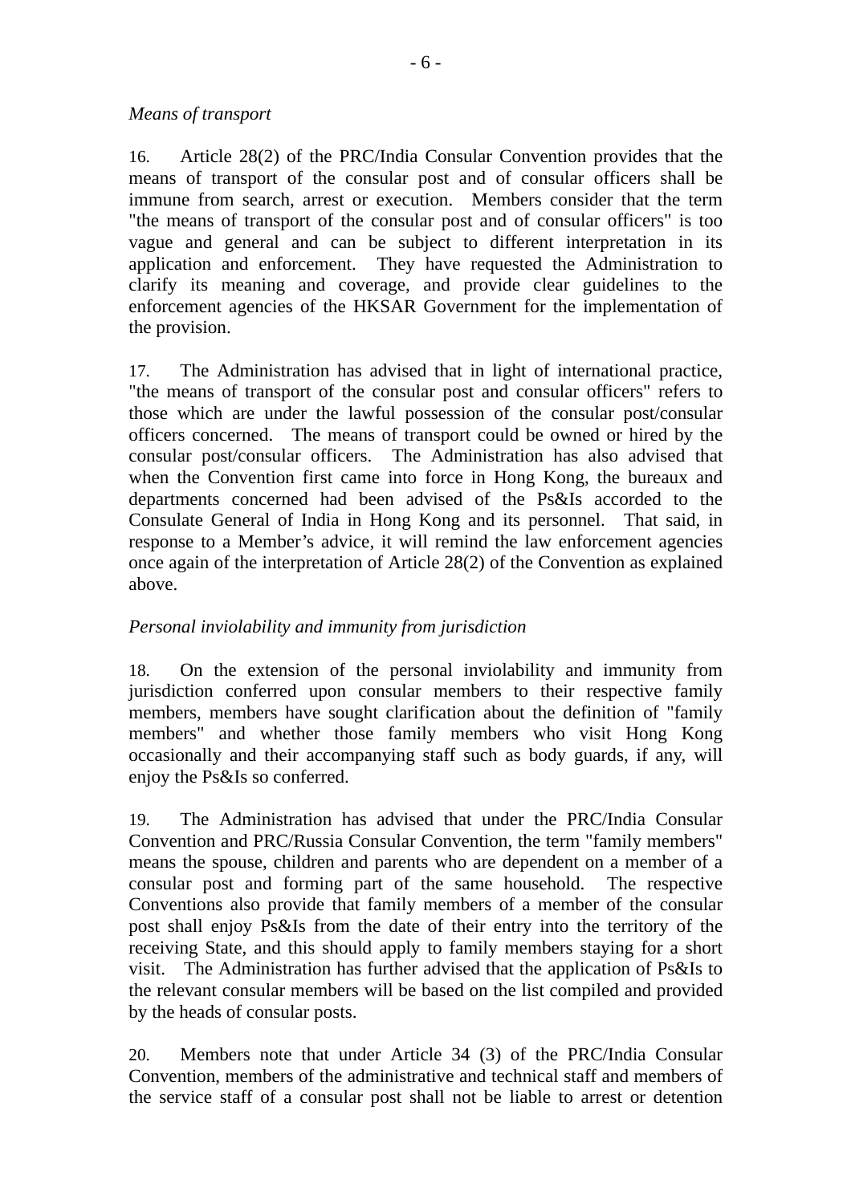*Means of transport*

16. Article 28(2) of the PRC/India Consular Convention provides that the means of transport of the consular post and of consular officers shall be immune from search, arrest or execution. Members consider that the term "the means of transport of the consular post and of consular officers" is too vague and general and can be subject to different interpretation in its application and enforcement. They have requested the Administration to clarify its meaning and coverage, and provide clear guidelines to the enforcement agencies of the HKSAR Government for the implementation of the provision.

17. The Administration has advised that in light of international practice, "the means of transport of the consular post and consular officers" refers to those which are under the lawful possession of the consular post/consular officers concerned. The means of transport could be owned or hired by the consular post/consular officers. The Administration has also advised that when the Convention first came into force in Hong Kong, the bureaux and departments concerned had been advised of the Ps&Is accorded to the Consulate General of India in Hong Kong and its personnel. That said, in response to a Member's advice, it will remind the law enforcement agencies once again of the interpretation of Article 28(2) of the Convention as explained above.

*Personal inviolability and immunity from jurisdiction*

18. On the extension of the personal inviolability and immunity from jurisdiction conferred upon consular members to their respective family members, members have sought clarification about the definition of "family members" and whether those family members who visit Hong Kong occasionally and their accompanying staff such as body guards, if any, will enjoy the Ps&Is so conferred.

19. The Administration has advised that under the PRC/India Consular Convention and PRC/Russia Consular Convention, the term "family members" means the spouse, children and parents who are dependent on a member of a consular post and forming part of the same household. The respective Conventions also provide that family members of a member of the consular post shall enjoy Ps&Is from the date of their entry into the territory of the receiving State, and this should apply to family members staying for a short visit. The Administration has further advised that the application of Ps&Is to the relevant consular members will be based on the list compiled and provided by the heads of consular posts.

20. Members note that under Article 34 (3) of the PRC/India Consular Convention, members of the administrative and technical staff and members of the service staff of a consular post shall not be liable to arrest or detention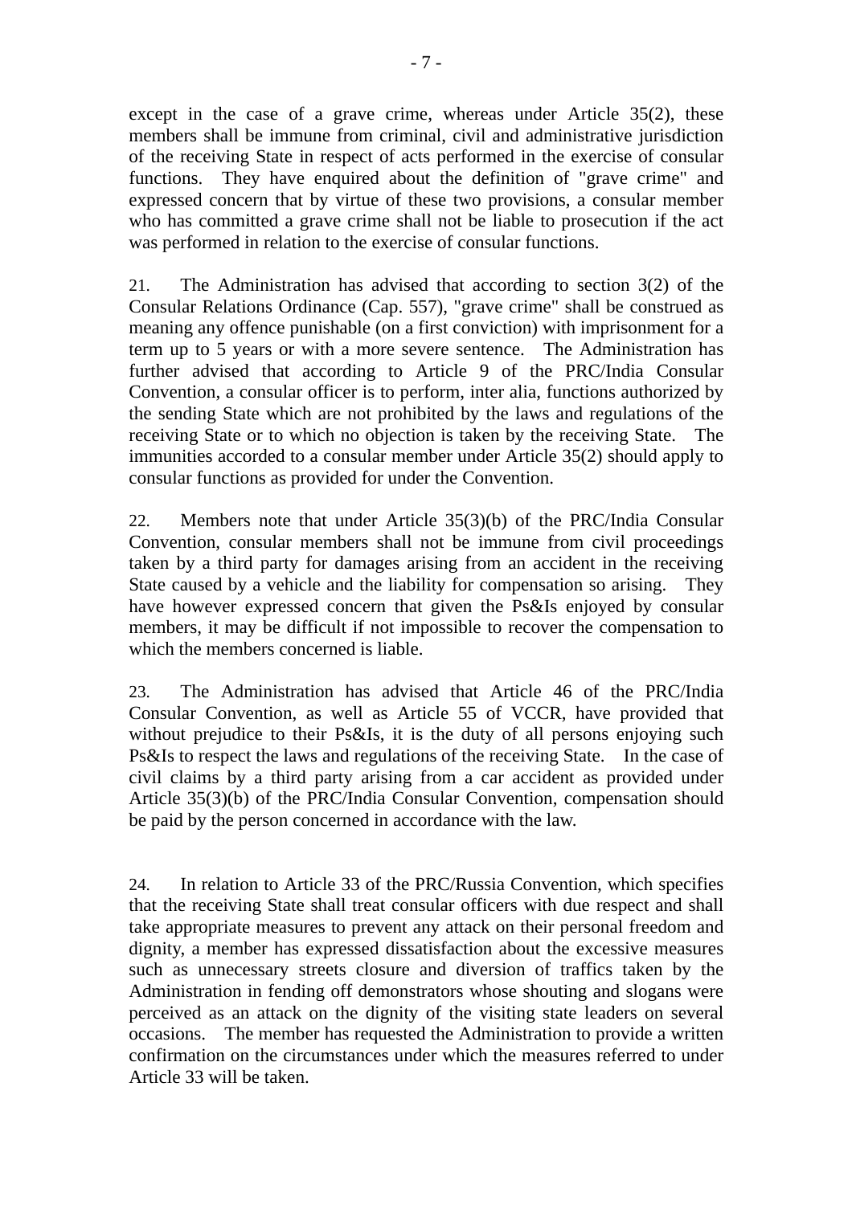except in the case of a grave crime, whereas under Article 35(2), these members shall be immune from criminal, civil and administrative jurisdiction of the receiving State in respect of acts performed in the exercise of consular functions. They have enquired about the definition of "grave crime" and expressed concern that by virtue of these two provisions, a consular member who has committed a grave crime shall not be liable to prosecution if the act was performed in relation to the exercise of consular functions.

21. The Administration has advised that according to section 3(2) of the Consular Relations Ordinance (Cap. 557), "grave crime" shall be construed as meaning any offence punishable (on a first conviction) with imprisonment for a term up to 5 years or with a more severe sentence. The Administration has further advised that according to Article 9 of the PRC/India Consular Convention, a consular officer is to perform, inter alia, functions authorized by the sending State which are not prohibited by the laws and regulations of the receiving State or to which no objection is taken by the receiving State. The immunities accorded to a consular member under Article 35(2) should apply to consular functions as provided for under the Convention.

22. Members note that under Article 35(3)(b) of the PRC/India Consular Convention, consular members shall not be immune from civil proceedings taken by a third party for damages arising from an accident in the receiving State caused by a vehicle and the liability for compensation so arising. They have however expressed concern that given the Ps&Is enjoyed by consular members, it may be difficult if not impossible to recover the compensation to which the members concerned is liable.

23. The Administration has advised that Article 46 of the PRC/India Consular Convention, as well as Article 55 of VCCR, have provided that without prejudice to their Ps&Is, it is the duty of all persons enjoying such Ps&Is to respect the laws and regulations of the receiving State. In the case of civil claims by a third party arising from a car accident as provided under Article 35(3)(b) of the PRC/India Consular Convention, compensation should be paid by the person concerned in accordance with the law.

24. In relation to Article 33 of the PRC/Russia Convention, which specifies that the receiving State shall treat consular officers with due respect and shall take appropriate measures to prevent any attack on their personal freedom and dignity, a member has expressed dissatisfaction about the excessive measures such as unnecessary streets closure and diversion of traffics taken by the Administration in fending off demonstrators whose shouting and slogans were perceived as an attack on the dignity of the visiting state leaders on several occasions. The member has requested the Administration to provide a written confirmation on the circumstances under which the measures referred to under Article 33 will be taken.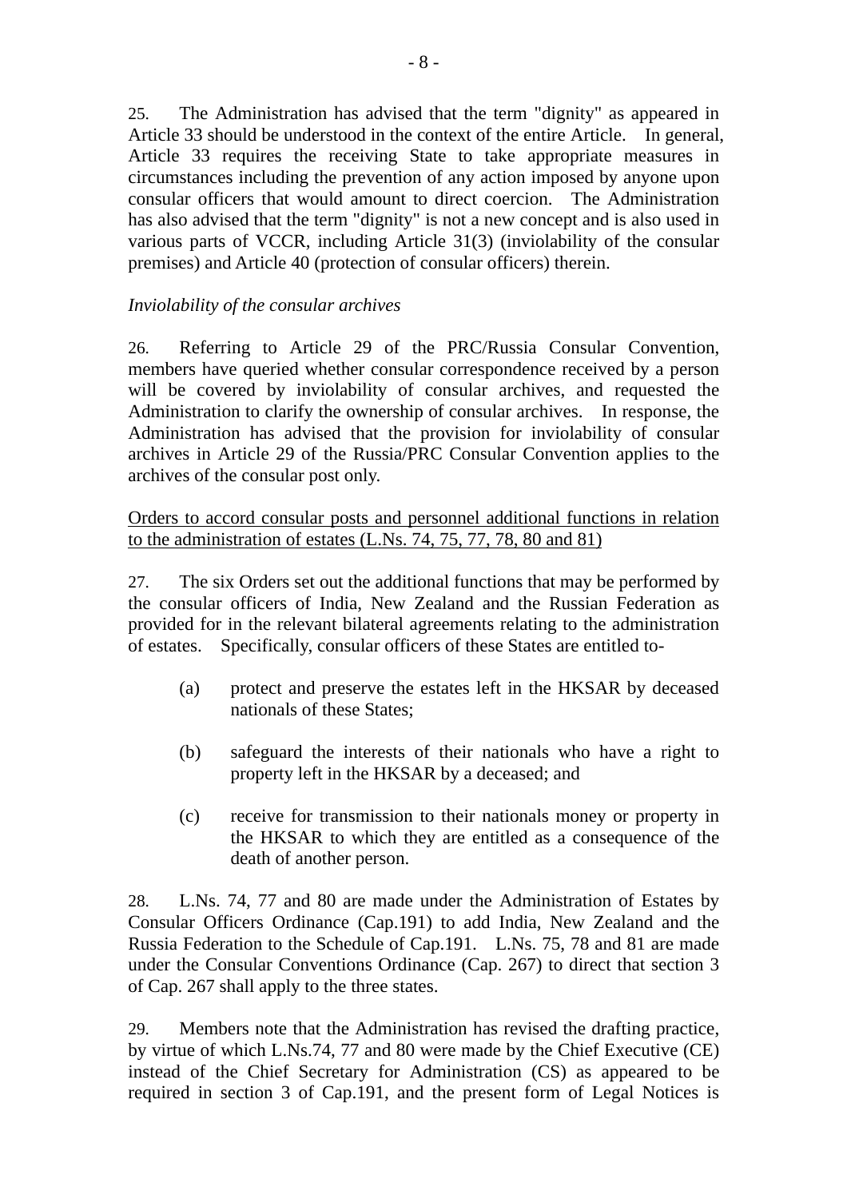25. The Administration has advised that the term "dignity" as appeared in Article 33 should be understood in the context of the entire Article. In general, Article 33 requires the receiving State to take appropriate measures in circumstances including the prevention of any action imposed by anyone upon consular officers that would amount to direct coercion. The Administration has also advised that the term "dignity" is not a new concept and is also used in various parts of VCCR, including Article 31(3) (inviolability of the consular premises) and Article 40 (protection of consular officers) therein.

*Inviolability of the consular archives*

26. Referring to Article 29 of the PRC/Russia Consular Convention, members have queried whether consular correspondence received by a person will be covered by inviolability of consular archives, and requested the Administration to clarify the ownership of consular archives. In response, the Administration has advised that the provision for inviolability of consular archives in Article 29 of the Russia/PRC Consular Convention applies to the archives of the consular post only.

<u>Orders to accord consular posts and personnel additional functions in relation to the administration of estates (L.Ns. 74, 75, 77, 78, 80 and 81)</u>

27. The six Orders set out the additional functions that may be performed by the consular officers of India, New Zealand and the Russian Federation as provided for in the relevant bilateral agreements relating to the administration of estates. Specifically, consular officers of these States are entitled to-

(a) protect and preserve the estates left in the HKSAR by deceased nationals of these States;

(b) safeguard the interests of their nationals who have a right to property left in the HKSAR by a deceased; and

(c) receive for transmission to their nationals money or property in the HKSAR to which they are entitled as a consequence of the death of another person.

28. L.Ns. 74, 77 and 80 are made under the Administration of Estates by Consular Officers Ordinance (Cap.191) to add India, New Zealand and the Russia Federation to the Schedule of Cap.191. L.Ns. 75, 78 and 81 are made under the Consular Conventions Ordinance (Cap. 267) to direct that section 3 of Cap. 267 shall apply to the three states.

29. Members note that the Administration has revised the drafting practice, by virtue of which L.Ns.74, 77 and 80 were made by the Chief Executive (CE) instead of the Chief Secretary for Administration (CS) as appeared to be required in section 3 of Cap.191, and the present form of Legal Notices is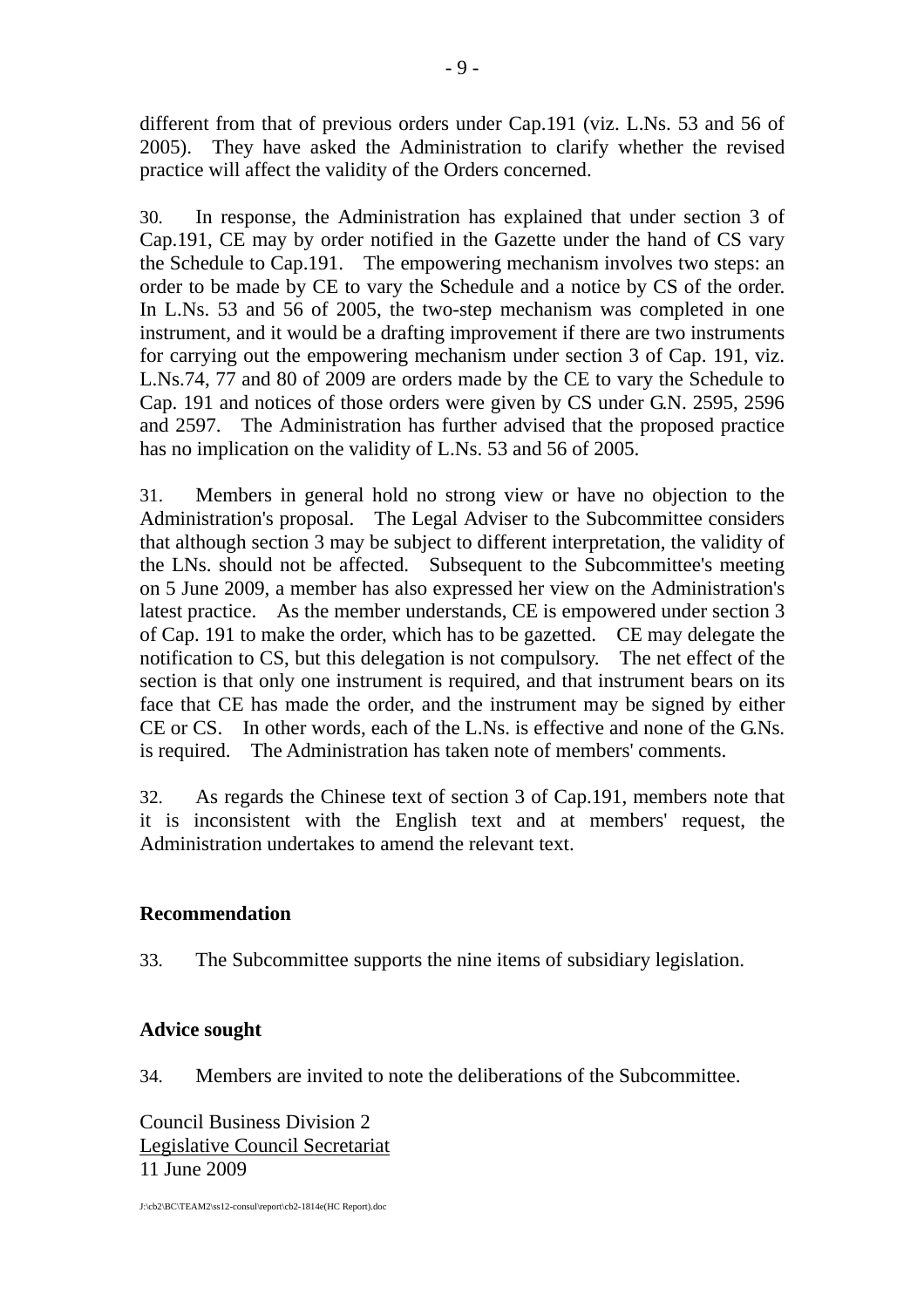different from that of previous orders under Cap.191 (viz. L.Ns. 53 and 56 of 2005). They have asked the Administration to clarify whether the revised practice will affect the validity of the Orders concerned.

30. In response, the Administration has explained that under section 3 of Cap.191, CE may by order notified in the Gazette under the hand of CS vary the Schedule to Cap.191. The empowering mechanism involves two steps: an order to be made by CE to vary the Schedule and a notice by CS of the order. In L.Ns. 53 and 56 of 2005, the two-step mechanism was completed in one instrument, and it would be a drafting improvement if there are two instruments for carrying out the empowering mechanism under section 3 of Cap. 191, viz. L.Ns.74, 77 and 80 of 2009 are orders made by the CE to vary the Schedule to Cap. 191 and notices of those orders were given by CS under G.N. 2595, 2596 and 2597. The Administration has further advised that the proposed practice has no implication on the validity of L.Ns. 53 and 56 of 2005.

31. Members in general hold no strong view or have no objection to the Administration's proposal. The Legal Adviser to the Subcommittee considers that although section 3 may be subject to different interpretation, the validity of the LNs. should not be affected. Subsequent to the Subcommittee's meeting on 5 June 2009, a member has also expressed her view on the Administration's latest practice. As the member understands, CE is empowered under section 3 of Cap. 191 to make the order, which has to be gazetted. CE may delegate the notification to CS, but this delegation is not compulsory. The net effect of the section is that only one instrument is required, and that instrument bears on its face that CE has made the order, and the instrument may be signed by either CE or CS. In other words, each of the L.Ns. is effective and none of the G.Ns. is required. The Administration has taken note of members' comments.

32. As regards the Chinese text of section 3 of Cap.191, members note that it is inconsistent with the English text and at members' request, the Administration undertakes to amend the relevant text.

**Recommendation**

33. The Subcommittee supports the nine items of subsidiary legislation.

**Advice sought**

34. Members are invited to note the deliberations of the Subcommittee.

Council Business Division 2
Legislative Council Secretariat
11 June 2009

J:\cb2\BC\TEAM2\ss12-consul\report\cb2-1814e(HC Report).doc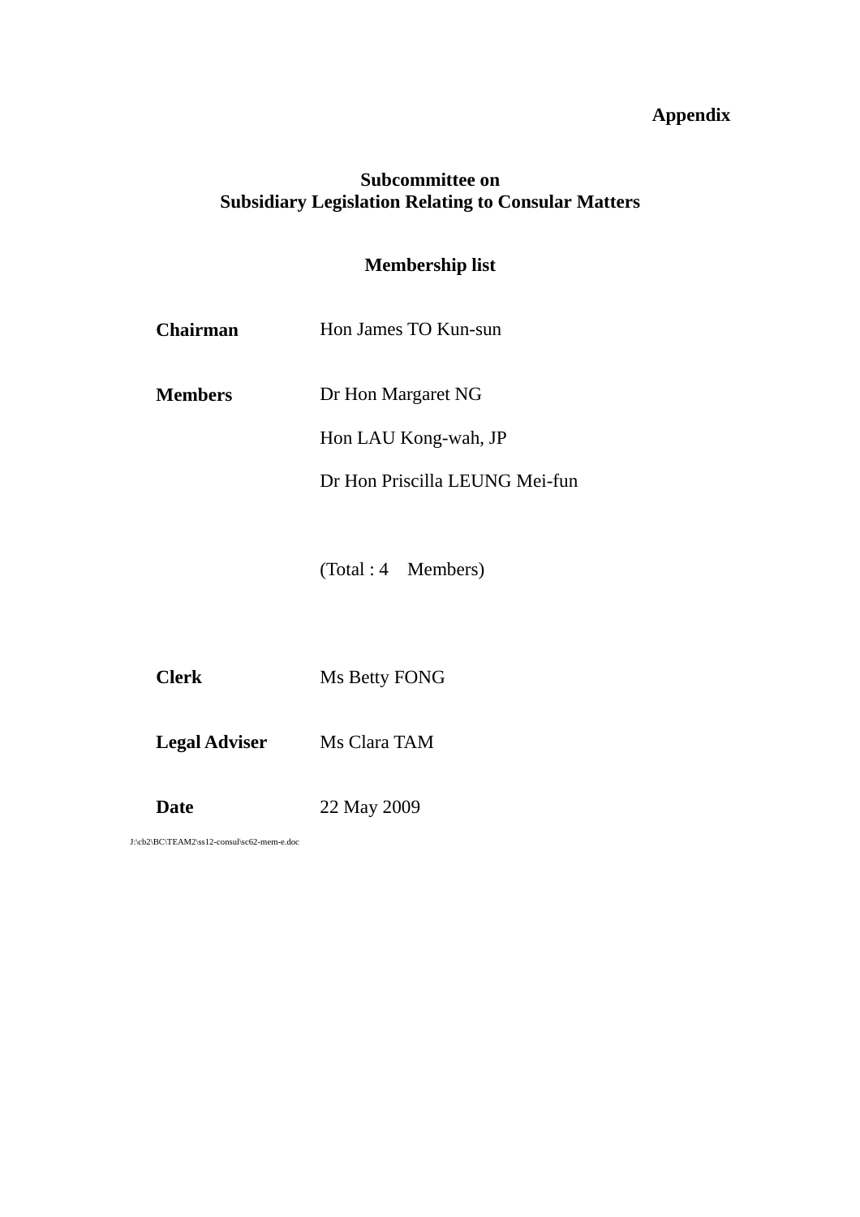**Appendix**

## Subcommittee on Subsidiary Legislation Relating to Consular Matters

### Membership list

| | |
|---|---|
| **Chairman** | Hon James TO Kun-sun |
| **Members** | Dr Hon Margaret NG |
| | Hon LAU Kong-wah, JP |
| | Dr Hon Priscilla LEUNG Mei-fun |
| | (Total : 4 Members) |
| **Clerk** | Ms Betty FONG |
| **Legal Adviser** | Ms Clara TAM |
| **Date** | 22 May 2009 |

J:\cb2\BC\TEAM2\ss12-consul\sc62-mem-e.doc